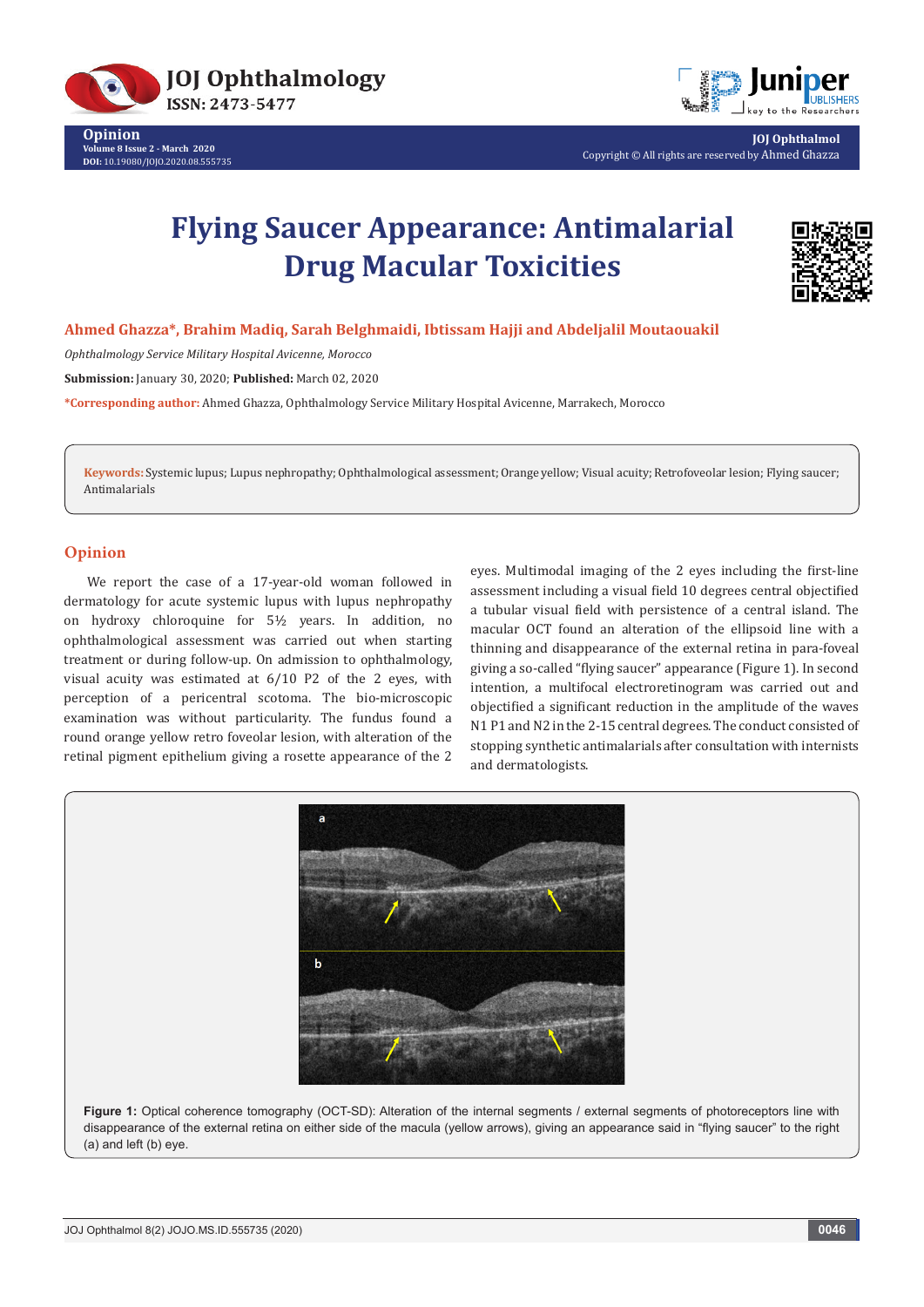# Flying Saucer Appearance: Antimalarial Drug Macular Toxicities

**Ahmed Ghazza*, Brahim Madiq, Sarah Belghmaidi, Ibtissam Hajji and Abdeljalil Moutaouakil**

*Ophthalmology Service Military Hospital Avicenne, Morocco*

**Submission:** January 30, 2020; **Published:** March 02, 2020

***Corresponding author:** Ahmed Ghazza, Ophthalmology Service Military Hospital Avicenne, Marrakech, Morocco

**Keywords:** Systemic lupus; Lupus nephropathy; Ophthalmological assessment; Orange yellow; Visual acuity; Retrofoveolar lesion; Flying saucer; Antimalarials

## Opinion

We report the case of a 17-year-old woman followed in dermatology for acute systemic lupus with lupus nephropathy on hydroxy chloroquine for 5½ years. In addition, no ophthalmological assessment was carried out when starting treatment or during follow-up. On admission to ophthalmology, visual acuity was estimated at 6/10 P2 of the 2 eyes, with perception of a pericentral scotoma. The bio-microscopic examination was without particularity. The fundus found a round orange yellow retro foveolar lesion, with alteration of the retinal pigment epithelium giving a rosette appearance of the 2 eyes. Multimodal imaging of the 2 eyes including the first-line assessment including a visual field 10 degrees central objectified a tubular visual field with persistence of a central island. The macular OCT found an alteration of the ellipsoid line with a thinning and disappearance of the external retina in para-foveal giving a so-called "flying saucer" appearance (Figure 1). In second intention, a multifocal electroretinogram was carried out and objectified a significant reduction in the amplitude of the waves N1 P1 and N2 in the 2-15 central degrees. The conduct consisted of stopping synthetic antimalarials after consultation with internists and dermatologists.

**Figure 1:** Optical coherence tomography (OCT-SD): Alteration of the internal segments / external segments of photoreceptors line with disappearance of the external retina on either side of the macula (yellow arrows), giving an appearance said in "flying saucer" to the right (a) and left (b) eye.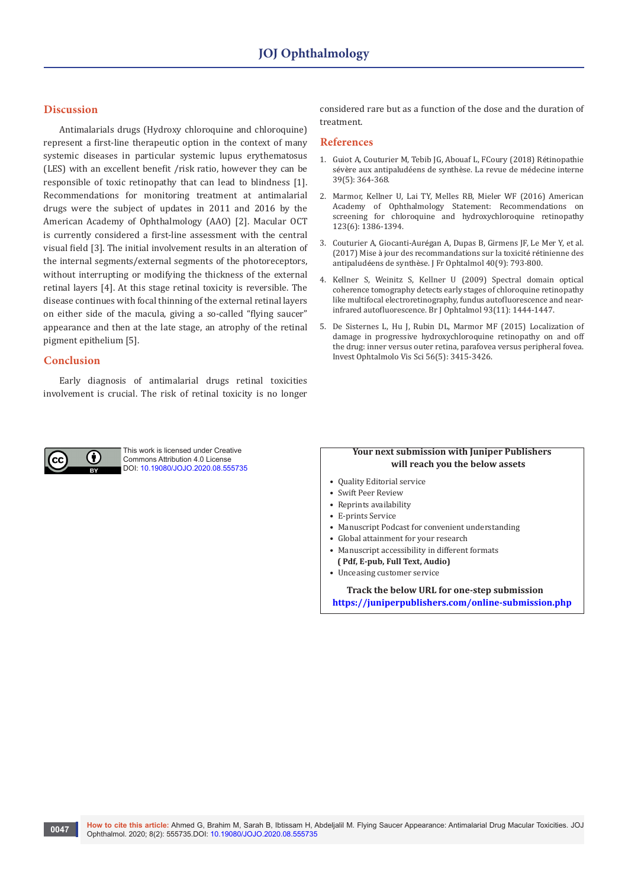## Discussion

Antimalarials drugs (Hydroxy chloroquine and chloroquine) represent a first-line therapeutic option in the context of many systemic diseases in particular systemic lupus erythematosus (LES) with an excellent benefit /risk ratio, however they can be responsible of toxic retinopathy that can lead to blindness [1]. Recommendations for monitoring treatment at antimalarial drugs were the subject of updates in 2011 and 2016 by the American Academy of Ophthalmology (AAO) [2]. Macular OCT is currently considered a first-line assessment with the central visual field [3]. The initial involvement results in an alteration of the internal segments/external segments of the photoreceptors, without interrupting or modifying the thickness of the external retinal layers [4]. At this stage retinal toxicity is reversible. The disease continues with focal thinning of the external retinal layers on either side of the macula, giving a so-called "flying saucer" appearance and then at the late stage, an atrophy of the retinal pigment epithelium [5].

## Conclusion

Early diagnosis of antimalarial drugs retinal toxicities involvement is crucial. The risk of retinal toxicity is no longer considered rare but as a function of the dose and the duration of treatment.

## References

1. Guiot A, Couturier M, Tebib JG, Abouaf L, FCoury (2018) Rétinopathie sévère aux antipaludéens de synthèse. La revue de médecine interne 39(5): 364-368.
2. Marmor, Kellner U, Lai TY, Melles RB, Mieler WF (2016) American Academy of Ophthalmology Statement: Recommendations on screening for chloroquine and hydroxychloroquine retinopathy 123(6): 1386-1394.
3. Couturier A, Giocanti-Aurégan A, Dupas B, Girmens JF, Le Mer Y, et al. (2017) Mise à jour des recommandations sur la toxicité rétinienne des antipaludéens de synthèse. J Fr Ophtalmol 40(9): 793-800.
4. Kellner S, Weinitz S, Kellner U (2009) Spectral domain optical coherence tomography detects early stages of chloroquine retinopathy like multifocal electroretinography, fundus autofluorescence and near-infrared autofluorescence. Br J Ophtalmol 93(11): 1444-1447.
5. De Sisternes L, Hu J, Rubin DL, Marmor MF (2015) Localization of damage in progressive hydroxychloroquine retinopathy on and off the drug: inner versus outer retina, parafovea versus peripheral fovea. Invest Ophtalmolo Vis Sci 56(5): 3415-3426.

This work is licensed under Creative Commons Attribution 4.0 License
DOI: 10.19080/JOJO.2020.08.555735

**Your next submission with Juniper Publishers will reach you the below assets**

- Quality Editorial service
- Swift Peer Review
- Reprints availability
- E-prints Service
- Manuscript Podcast for convenient understanding
- Global attainment for your research
- Manuscript accessibility in different formats
  **( Pdf, E-pub, Full Text, Audio)**
- Unceasing customer service

**Track the below URL for one-step submission**
**https://juniperpublishers.com/online-submission.php**

**How to cite this article:** Ahmed G, Brahim M, Sarah B, Ibtissam H, Abdeljalil M. Flying Saucer Appearance: Antimalarial Drug Macular Toxicities. JOJ Ophthalmol. 2020; 8(2): 555735.DOI: 10.19080/JOJO.2020.08.555735